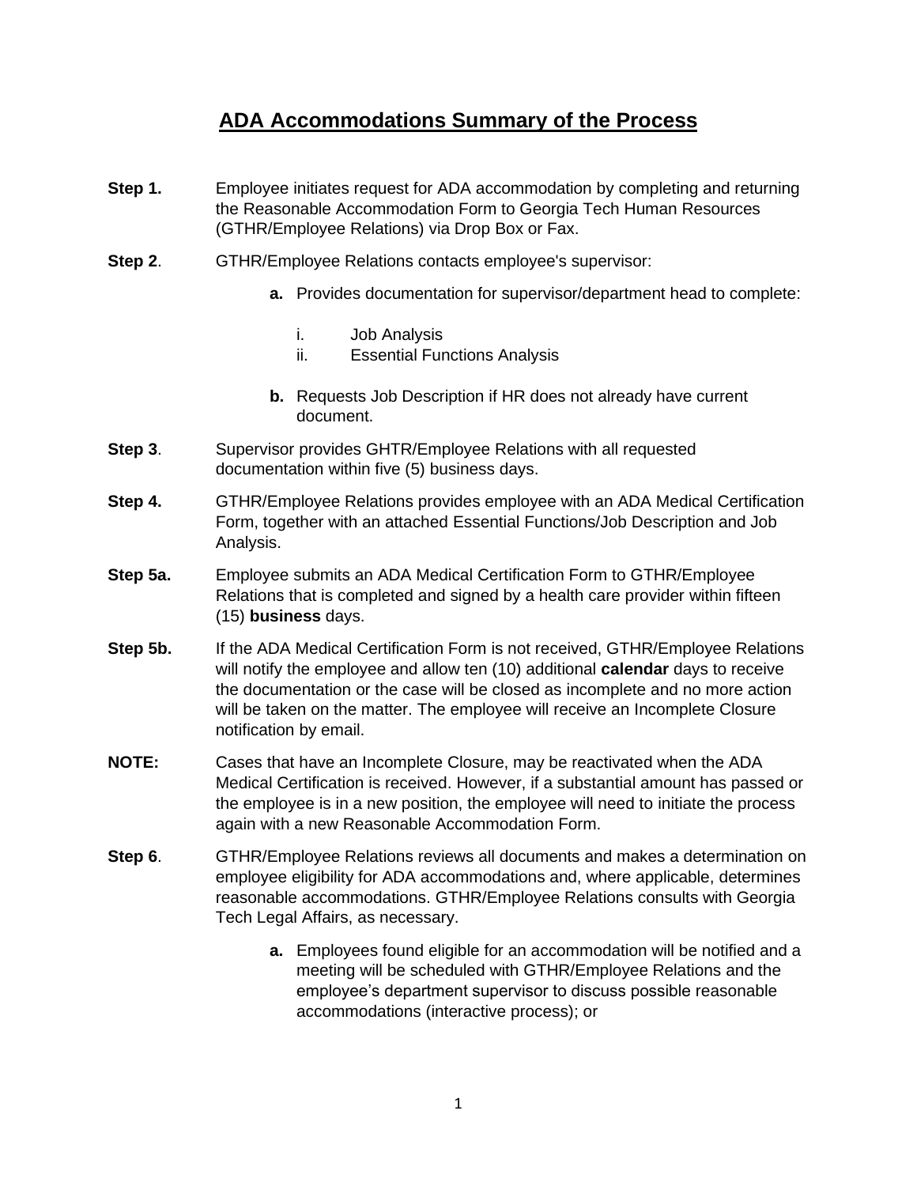# ADA Accommodations Summary of the Process

**Step 1.** Employee initiates request for ADA accommodation by completing and returning the Reasonable Accommodation Form to Georgia Tech Human Resources (GTHR/Employee Relations) via Drop Box or Fax.

**Step 2**. GTHR/Employee Relations contacts employee's supervisor:

- **a.** Provides documentation for supervisor/department head to complete:
    - i. Job Analysis
    - ii. Essential Functions Analysis
- **b.** Requests Job Description if HR does not already have current document.

**Step 3**. Supervisor provides GHTR/Employee Relations with all requested documentation within five (5) business days.

**Step 4.** GTHR/Employee Relations provides employee with an ADA Medical Certification Form, together with an attached Essential Functions/Job Description and Job Analysis.

**Step 5a.** Employee submits an ADA Medical Certification Form to GTHR/Employee Relations that is completed and signed by a health care provider within fifteen (15) **business** days.

**Step 5b.** If the ADA Medical Certification Form is not received, GTHR/Employee Relations will notify the employee and allow ten (10) additional **calendar** days to receive the documentation or the case will be closed as incomplete and no more action will be taken on the matter. The employee will receive an Incomplete Closure notification by email.

**NOTE:** Cases that have an Incomplete Closure, may be reactivated when the ADA Medical Certification is received. However, if a substantial amount has passed or the employee is in a new position, the employee will need to initiate the process again with a new Reasonable Accommodation Form.

**Step 6**. GTHR/Employee Relations reviews all documents and makes a determination on employee eligibility for ADA accommodations and, where applicable, determines reasonable accommodations. GTHR/Employee Relations consults with Georgia Tech Legal Affairs, as necessary.

- **a.** Employees found eligible for an accommodation will be notified and a meeting will be scheduled with GTHR/Employee Relations and the employee's department supervisor to discuss possible reasonable accommodations (interactive process); or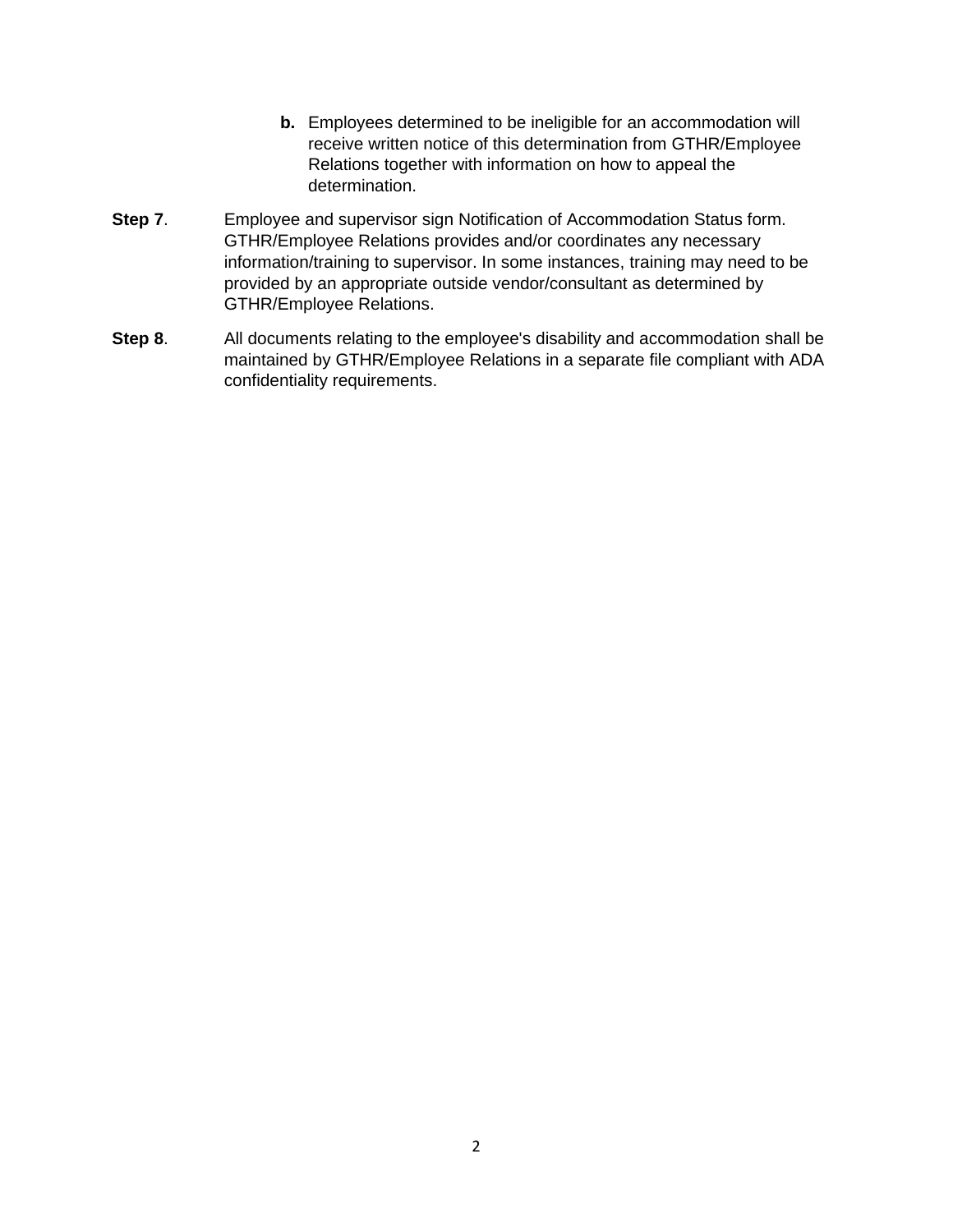**b.** Employees determined to be ineligible for an accommodation will receive written notice of this determination from GTHR/Employee Relations together with information on how to appeal the determination.

**Step 7**. Employee and supervisor sign Notification of Accommodation Status form. GTHR/Employee Relations provides and/or coordinates any necessary information/training to supervisor. In some instances, training may need to be provided by an appropriate outside vendor/consultant as determined by GTHR/Employee Relations.

**Step 8**. All documents relating to the employee's disability and accommodation shall be maintained by GTHR/Employee Relations in a separate file compliant with ADA confidentiality requirements.